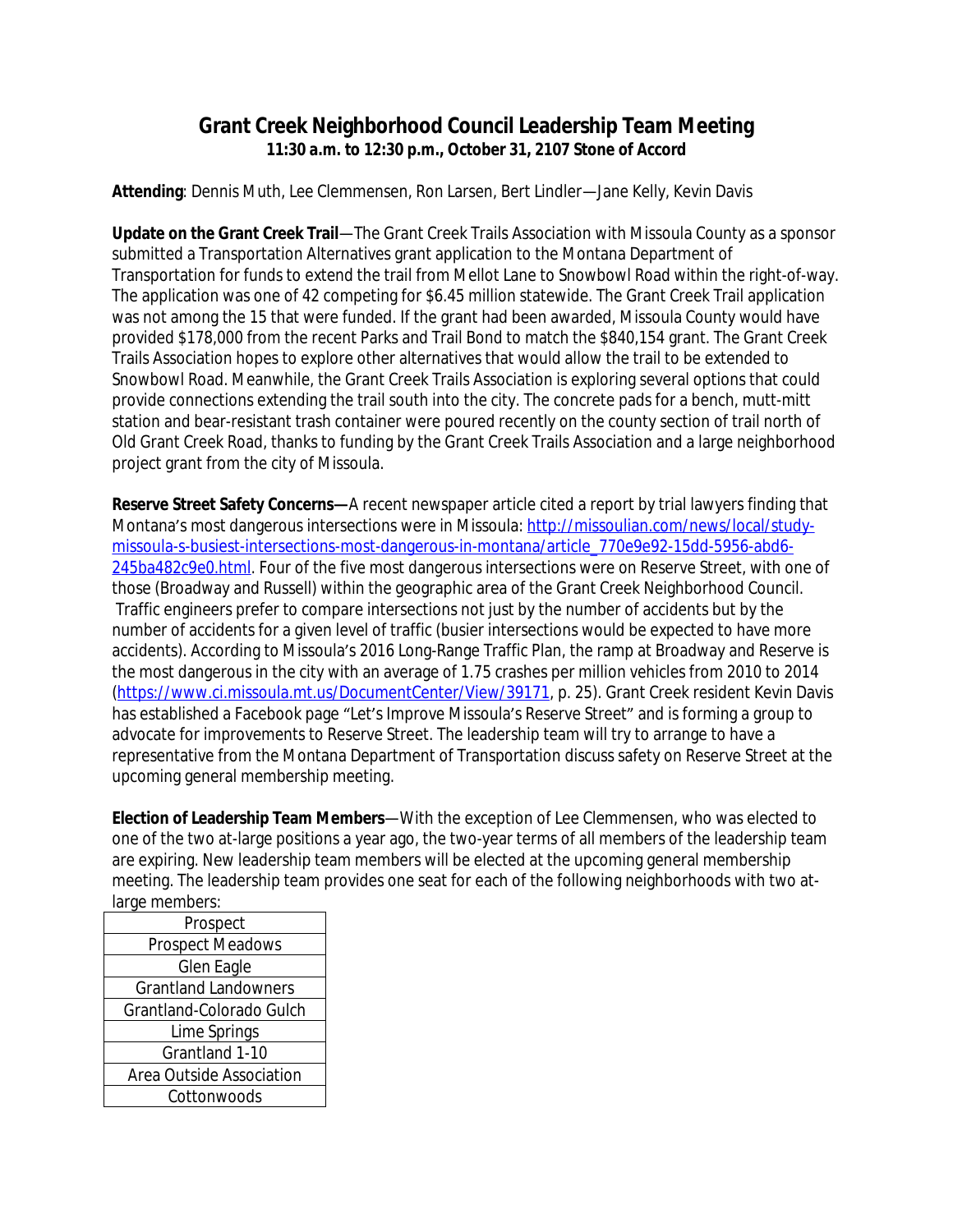# Grant Creek Neighborhood Council Leadership Team Meeting

**11:30 a.m. to 12:30 p.m., October 31, 2107 Stone of Accord**

**Attending**: Dennis Muth, Lee Clemmensen, Ron Larsen, Bert Lindler—Jane Kelly, Kevin Davis

**Update on the Grant Creek Trail**—The Grant Creek Trails Association with Missoula County as a sponsor submitted a Transportation Alternatives grant application to the Montana Department of Transportation for funds to extend the trail from Mellot Lane to Snowbowl Road within the right-of-way. The application was one of 42 competing for $6.45 million statewide. The Grant Creek Trail application was not among the 15 that were funded. If the grant had been awarded, Missoula County would have provided $178,000 from the recent Parks and Trail Bond to match the $840,154 grant. The Grant Creek Trails Association hopes to explore other alternatives that would allow the trail to be extended to Snowbowl Road. Meanwhile, the Grant Creek Trails Association is exploring several options that could provide connections extending the trail south into the city. The concrete pads for a bench, mutt-mitt station and bear-resistant trash container were poured recently on the county section of trail north of Old Grant Creek Road, thanks to funding by the Grant Creek Trails Association and a large neighborhood project grant from the city of Missoula.

**Reserve Street Safety Concerns—**A recent newspaper article cited a report by trial lawyers finding that Montana's most dangerous intersections were in Missoula: http://missoulian.com/news/local/study-missoula-s-busiest-intersections-most-dangerous-in-montana/article_770e9e92-15dd-5956-abd6-245ba482c9e0.html. Four of the five most dangerous intersections were on Reserve Street, with one of those (Broadway and Russell) within the geographic area of the Grant Creek Neighborhood Council. Traffic engineers prefer to compare intersections not just by the number of accidents but by the number of accidents for a given level of traffic (busier intersections would be expected to have more accidents). According to Missoula's 2016 Long-Range Traffic Plan, the ramp at Broadway and Reserve is the most dangerous in the city with an average of 1.75 crashes per million vehicles from 2010 to 2014 (https://www.ci.missoula.mt.us/DocumentCenter/View/39171, p. 25). Grant Creek resident Kevin Davis has established a Facebook page "Let's Improve Missoula's Reserve Street" and is forming a group to advocate for improvements to Reserve Street. The leadership team will try to arrange to have a representative from the Montana Department of Transportation discuss safety on Reserve Street at the upcoming general membership meeting.

**Election of Leadership Team Members**—With the exception of Lee Clemmensen, who was elected to one of the two at-large positions a year ago, the two-year terms of all members of the leadership team are expiring. New leadership team members will be elected at the upcoming general membership meeting. The leadership team provides one seat for each of the following neighborhoods with two at-large members:

| Prospect |
|---|
| Prospect Meadows |
| Glen Eagle |
| Grantland Landowners |
| Grantland-Colorado Gulch |
| Lime Springs |
| Grantland 1-10 |
| Area Outside Association |
| Cottonwoods |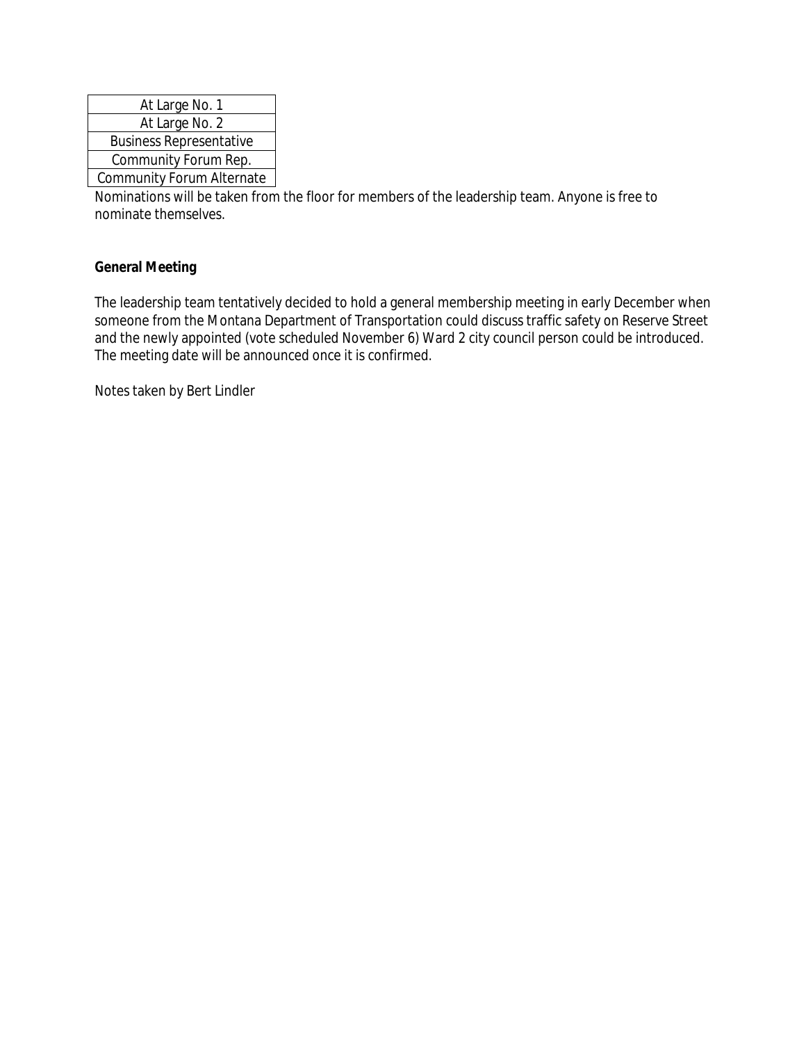| |
|---|
| At Large No. 1 |
| At Large No. 2 |
| Business Representative |
| Community Forum Rep. |
| Community Forum Alternate |

Nominations will be taken from the floor for members of the leadership team. Anyone is free to nominate themselves.

**General Meeting**

The leadership team tentatively decided to hold a general membership meeting in early December when someone from the Montana Department of Transportation could discuss traffic safety on Reserve Street and the newly appointed (vote scheduled November 6) Ward 2 city council person could be introduced. The meeting date will be announced once it is confirmed.

Notes taken by Bert Lindler